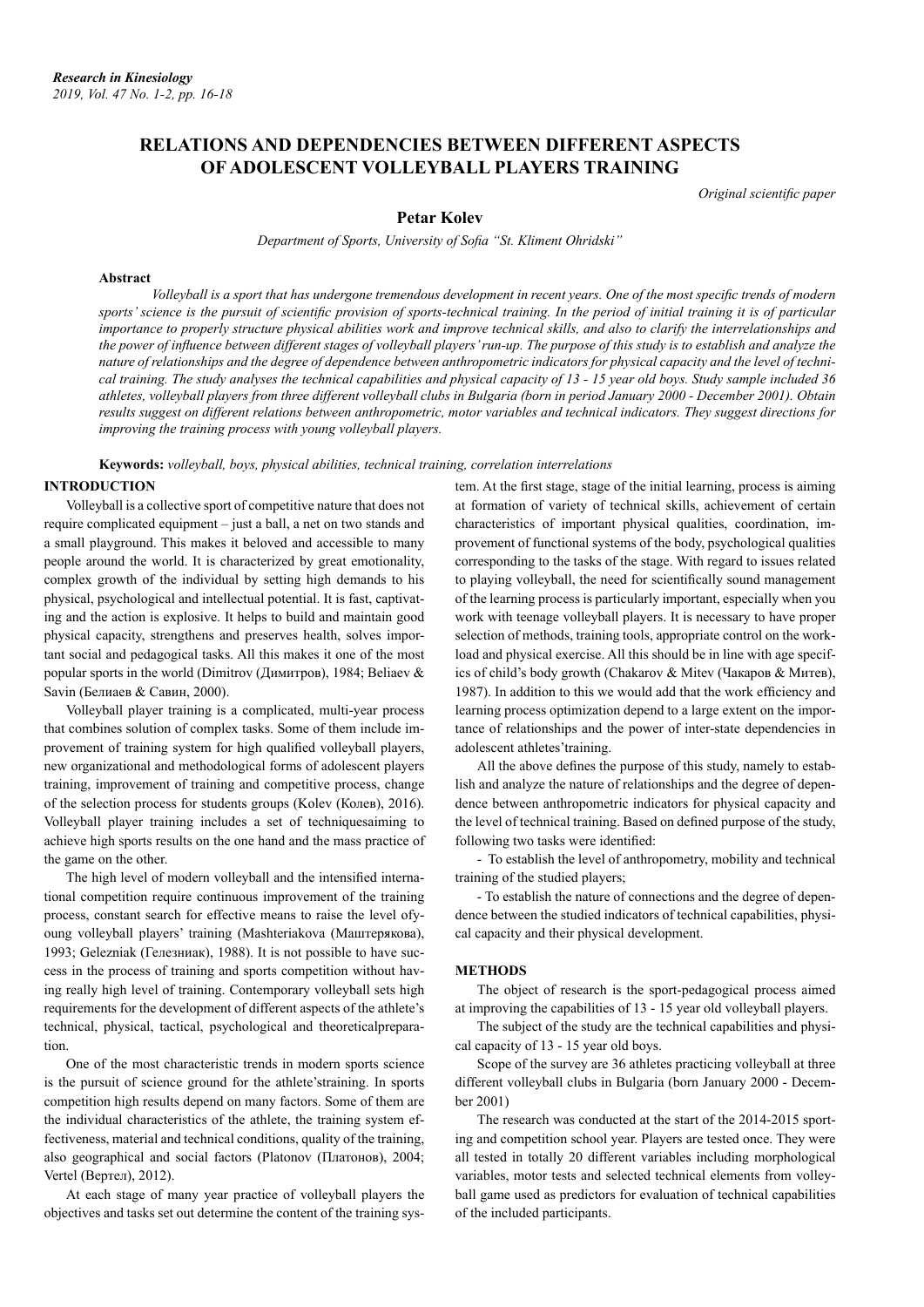# RELATIONS AND DEPENDENCIES BETWEEN DIFFERENT ASPECTS OF ADOLESCENT VOLLEYBALL PLAYERS TRAINING

*Original scientific paper*

**Petar Kolev**

*Department of Sports, University of Sofia "St. Kliment Ohridski"*

#### Abstract

*Volleyball is a sport that has undergone tremendous development in recent years. One of the most specific trends of modern sports' science is the pursuit of scientific provision of sports-technical training. In the period of initial training it is of particular importance to properly structure physical abilities work and improve technical skills, and also to clarify the interrelationships and the power of influence between different stages of volleyball players' run-up. The purpose of this study is to establish and analyze the nature of relationships and the degree of dependence between anthropometric indicators for physical capacity and the level of technical training. The study analyses the technical capabilities and physical capacity of 13 - 15 year old boys. Study sample included 36 athletes, volleyball players from three different volleyball clubs in Bulgaria (born in period January 2000 - December 2001). Obtain results suggest on different relations between anthropometric, motor variables and technical indicators. They suggest directions for improving the training process with young volleyball players.*

**Keywords:** *volleyball, boys, physical abilities, technical training, correlation interrelations*

## INTRODUCTION

Volleyball is a collective sport of competitive nature that does not require complicated equipment – just a ball, a net on two stands and a small playground. This makes it beloved and accessible to many people around the world. It is characterized by great emotionality, complex growth of the individual by setting high demands to his physical, psychological and intellectual potential. It is fast, captivating and the action is explosive. It helps to build and maintain good physical capacity, strengthens and preserves health, solves important social and pedagogical tasks. All this makes it one of the most popular sports in the world (Dimitrov (Димитров), 1984; Beliaev & Savin (Белиаев & Савин, 2000).

Volleyball player training is a complicated, multi-year process that combines solution of complex tasks. Some of them include improvement of training system for high qualified volleyball players, new organizational and methodological forms of adolescent players training, improvement of training and competitive process, change of the selection process for students groups (Kolev (Колев), 2016). Volleyball player training includes a set of techniquesaiming to achieve high sports results on the one hand and the mass practice of the game on the other.

The high level of modern volleyball and the intensified international competition require continuous improvement of the training process, constant search for effective means to raise the level ofyoung volleyball players' training (Mashteriakova (Маштерякова), 1993; Gelezniak (Гелезниак), 1988). It is not possible to have success in the process of training and sports competition without having really high level of training. Contemporary volleyball sets high requirements for the development of different aspects of the athlete's technical, physical, tactical, psychological and theoreticalpreparation.

One of the most characteristic trends in modern sports science is the pursuit of science ground for the athlete'straining. In sports competition high results depend on many factors. Some of them are the individual characteristics of the athlete, the training system effectiveness, material and technical conditions, quality of the training, also geographical and social factors (Platonov (Платонов), 2004; Vertel (Вертел), 2012).

At each stage of many year practice of volleyball players the objectives and tasks set out determine the content of the training system. At the first stage, stage of the initial learning, process is aiming at formation of variety of technical skills, achievement of certain characteristics of important physical qualities, coordination, improvement of functional systems of the body, psychological qualities corresponding to the tasks of the stage. With regard to issues related to playing volleyball, the need for scientifically sound management of the learning process is particularly important, especially when you work with teenage volleyball players. It is necessary to have proper selection of methods, training tools, appropriate control on the workload and physical exercise. All this should be in line with age specifics of child's body growth (Chakarov & Mitev (Чакаров & Митев), 1987). In addition to this we would add that the work efficiency and learning process optimization depend to a large extent on the importance of relationships and the power of inter-state dependencies in adolescent athletes'training.

All the above defines the purpose of this study, namely to establish and analyze the nature of relationships and the degree of dependence between anthropometric indicators for physical capacity and the level of technical training. Based on defined purpose of the study, following two tasks were identified:

- To establish the level of anthropometry, mobility and technical training of the studied players;
- To establish the nature of connections and the degree of dependence between the studied indicators of technical capabilities, physical capacity and their physical development.

## METHODS

The object of research is the sport-pedagogical process aimed at improving the capabilities of 13 - 15 year old volleyball players.

The subject of the study are the technical capabilities and physical capacity of 13 - 15 year old boys.

Scope of the survey are 36 athletes practicing volleyball at three different volleyball clubs in Bulgaria (born January 2000 - December 2001)

The research was conducted at the start of the 2014-2015 sporting and competition school year. Players are tested once. They were all tested in totally 20 different variables including morphological variables, motor tests and selected technical elements from volleyball game used as predictors for evaluation of technical capabilities of the included participants.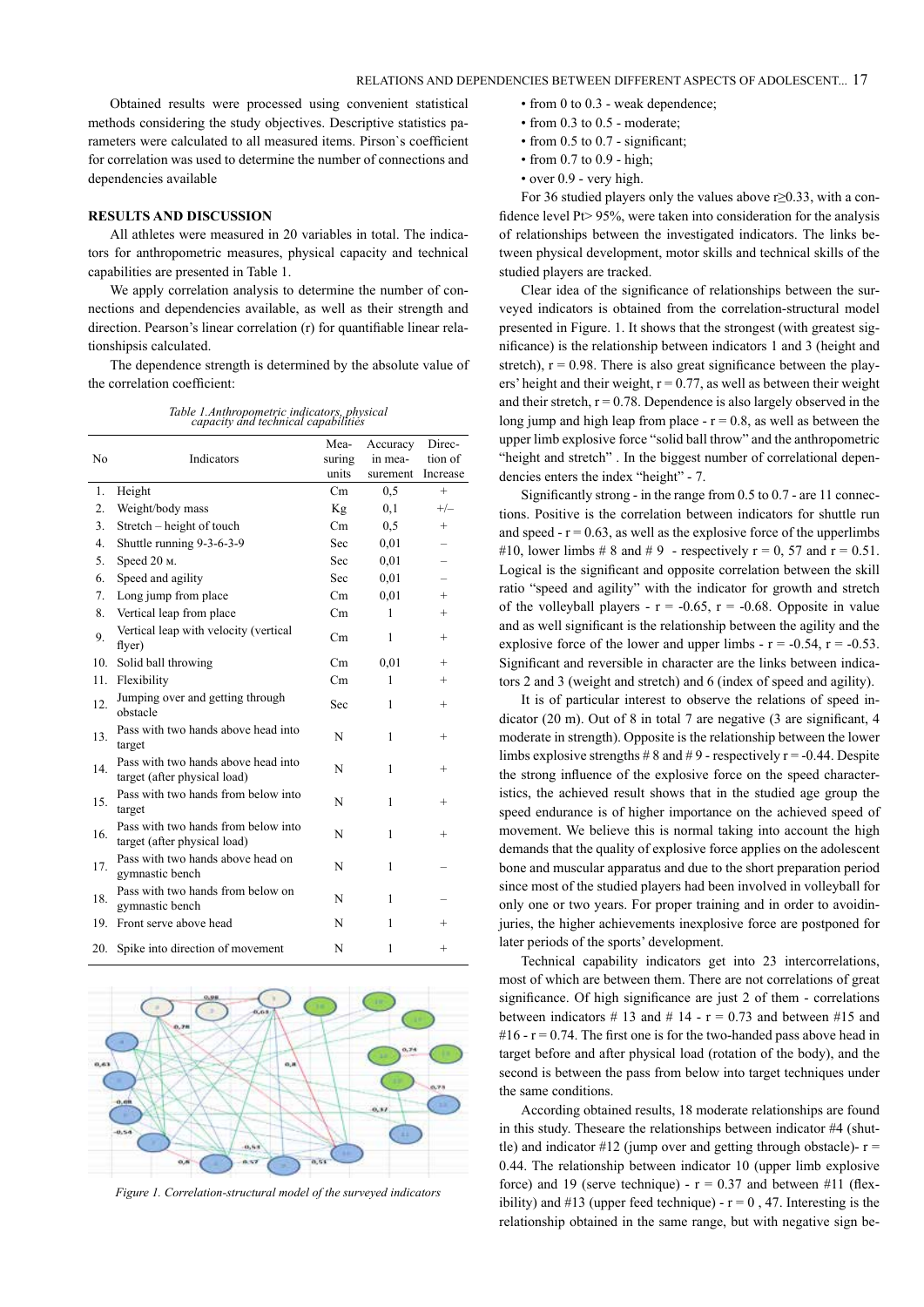Obtained results were processed using convenient statistical methods considering the study objectives. Descriptive statistics parameters were calculated to all measured items. Pirson`s coefficient for correlation was used to determine the number of connections and dependencies available

## RESULTS AND DISCUSSION

All athletes were measured in 20 variables in total. The indicators for anthropometric measures, physical capacity and technical capabilities are presented in Table 1.

We apply correlation analysis to determine the number of connections and dependencies available, as well as their strength and direction. Pearson's linear correlation (r) for quantifiable linear relationshipsis calculated.

The dependence strength is determined by the absolute value of the correlation coefficient:

*Table 1.Anthropometric indicators, physical capacity and technical capabilities*

| No | Indicators | Measuring units | Accuracy in measurement | Direction of Increase |
|---|---|---|---|---|
| 1. | Height | Cm | 0,5 | + |
| 2. | Weight/body mass | Kg | 0,1 | +/– |
| 3. | Stretch – height of touch | Cm | 0,5 | + |
| 4. | Shuttle running 9-3-6-3-9 | Sec | 0,01 | – |
| 5. | Speed 20 м. | Sec | 0,01 | – |
| 6. | Speed and agility | Sec | 0,01 | – |
| 7. | Long jump from place | Cm | 0,01 | + |
| 8. | Vertical leap from place | Cm | 1 | + |
| 9. | Vertical leap with velocity (vertical flyer) | Cm | 1 | + |
| 10. | Solid ball throwing | Cm | 0,01 | + |
| 11. | Flexibility | Cm | 1 | + |
| 12. | Jumping over and getting through obstacle | Sec | 1 | + |
| 13. | Pass with two hands above head into target | N | 1 | + |
| 14. | Pass with two hands above head into target (after physical load) | N | 1 | + |
| 15. | Pass with two hands from below into target | N | 1 | + |
| 16. | Pass with two hands from below into target (after physical load) | N | 1 | + |
| 17. | Pass with two hands above head on gymnastic bench | N | 1 | – |
| 18. | Pass with two hands from below on gymnastic bench | N | 1 | – |
| 19. | Front serve above head | N | 1 | + |
| 20. | Spike into direction of movement | N | 1 | + |

*Figure 1. Correlation-structural model of the surveyed indicators*

- from 0 to 0.3 - weak dependence;
- from 0.3 to 0.5 - moderate;
- from 0.5 to 0.7 - significant;
- from 0.7 to 0.9 - high;
- over 0.9 - very high.

For 36 studied players only the values above r≥0.33, with a confidence level Pt> 95%, were taken into consideration for the analysis of relationships between the investigated indicators. The links between physical development, motor skills and technical skills of the studied players are tracked.

Clear idea of the significance of relationships between the surveyed indicators is obtained from the correlation-structural model presented in Figure. 1. It shows that the strongest (with greatest significance) is the relationship between indicators 1 and 3 (height and stretch), r = 0.98. There is also great significance between the players' height and their weight, r = 0.77, as well as between their weight and their stretch, r = 0.78. Dependence is also largely observed in the long jump and high leap from place - r = 0.8, as well as between the upper limb explosive force "solid ball throw" and the anthropometric "height and stretch" . In the biggest number of correlational dependencies enters the index "height" - 7.

Significantly strong - in the range from 0.5 to 0.7 - are 11 connections. Positive is the correlation between indicators for shuttle run and speed - r = 0.63, as well as the explosive force of the upperlimbs #10, lower limbs # 8 and # 9 - respectively r = 0, 57 and r = 0.51. Logical is the significant and opposite correlation between the skill ratio "speed and agility" with the indicator for growth and stretch of the volleyball players - r = -0.65, r = -0.68. Opposite in value and as well significant is the relationship between the agility and the explosive force of the lower and upper limbs - r = -0.54, r = -0.53. Significant and reversible in character are the links between indicators 2 and 3 (weight and stretch) and 6 (index of speed and agility).

It is of particular interest to observe the relations of speed indicator (20 m). Out of 8 in total 7 are negative (3 are significant, 4 moderate in strength). Opposite is the relationship between the lower limbs explosive strengths # 8 and # 9 - respectively r = -0.44. Despite the strong influence of the explosive force on the speed characteristics, the achieved result shows that in the studied age group the speed endurance is of higher importance on the achieved speed of movement. We believe this is normal taking into account the high demands that the quality of explosive force applies on the adolescent bone and muscular apparatus and due to the short preparation period since most of the studied players had been involved in volleyball for only one or two years. For proper training and in order to avoidinjuries, the higher achievements inexplosive force are postponed for later periods of the sports' development.

Technical capability indicators get into 23 intercorrelations, most of which are between them. There are not correlations of great significance. Of high significance are just 2 of them - correlations between indicators # 13 and # 14 - r = 0.73 and between #15 and #16 - r = 0.74. The first one is for the two-handed pass above head in target before and after physical load (of the body), and the second is between the pass from below into target techniques under the same conditions.

According obtained results, 18 moderate relationships are found in this study. Theseare the relationships between indicator #4 (shuttle) and indicator #12 (jump over and getting through obstacle)- r = 0.44. The relationship between indicator 10 (upper limb explosive force) and 19 (serve technique) - r = 0.37 and between #11 (flexibility) and #13 (upper feed technique) - r = 0 , 47. Interesting is the relationship obtained in the same range, but with negative sign be-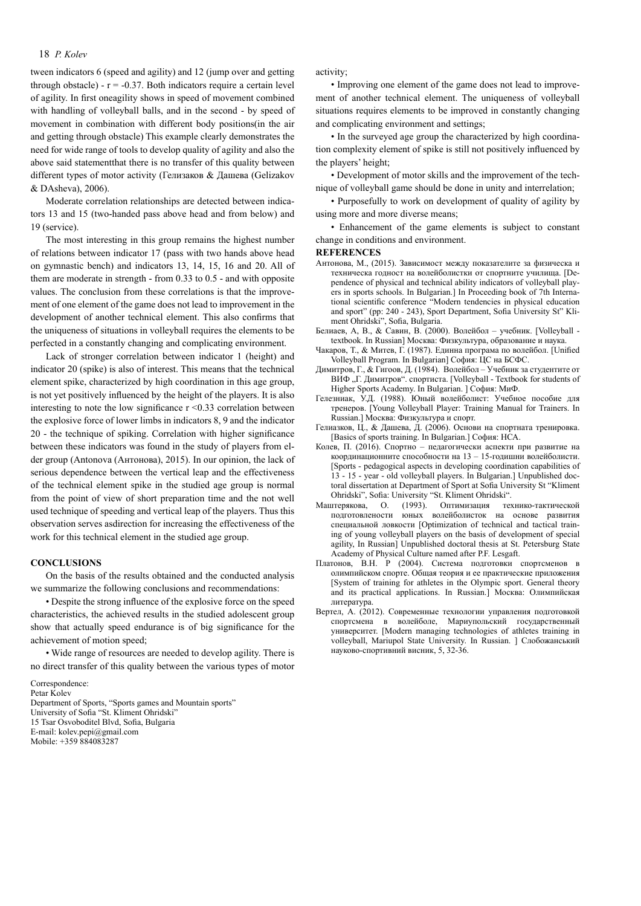tween indicators 6 (speed and agility) and 12 (jump over and getting through obstacle) - $r = -0.37$. Both indicators require a certain level of agility. In first oneagility shows in speed of movement combined with handling of volleyball balls, and in the second - by speed of movement in combination with different body positions(in the air and getting through obstacle) This example clearly demonstrates the need for wide range of tools to develop quality of agility and also the above said statementthat there is no transfer of this quality between different types of motor activity (Гелизаков & Дашева (Gelizakov & DAsheva), 2006).

Moderate correlation relationships are detected between indicators 13 and 15 (two-handed pass above head and from below) and 19 (service).

The most interesting in this group remains the highest number of relations between indicator 17 (pass with two hands above head on gymnastic bench) and indicators 13, 14, 15, 16 and 20. All of them are moderate in strength - from 0.33 to 0.5 - and with opposite values. The conclusion from these correlations is that the improvement of one element of the game does not lead to improvement in the development of another technical element. This also confirms that the uniqueness of situations in volleyball requires the elements to be perfected in a constantly changing and complicating environment.

Lack of stronger correlation between indicator 1 (height) and indicator 20 (spike) is also of interest. This means that the technical element spike, characterized by high coordination in this age group, is not yet positively influenced by the height of the players. It is also interesting to note the low significance $r < 0.33$ correlation between the explosive force of lower limbs in indicators 8, 9 and the indicator 20 - the technique of spiking. Correlation with higher significance between these indicators was found in the study of players from elder group (Antonova (Антонова), 2015). In our opinion, the lack of serious dependence between the vertical leap and the effectiveness of the technical element spike in the studied age group is normal from the point of view of short preparation time and the not well used technique of speeding and vertical leap of the players. Thus this observation serves asdirection for increasing the effectiveness of the work for this technical element in the studied age group.

## CONCLUSIONS

On the basis of the results obtained and the conducted analysis we summarize the following conclusions and recommendations:

- Despite the strong influence of the explosive force on the speed characteristics, the achieved results in the studied adolescent group show that actually speed endurance is of big significance for the achievement of motion speed;
- Wide range of resources are needed to develop agility. There is no direct transfer of this quality between the various types of motor activity;
- Improving one element of the game does not lead to improvement of another technical element. The uniqueness of volleyball situations requires elements to be improved in constantly changing and complicating environment and settings;
- In the surveyed age group the characterized by high coordination complexity element of spike is still not positively influenced by the players' height;
- Development of motor skills and the improvement of the technique of volleyball game should be done in unity and interrelation;
- Purposefully to work on development of quality of agility by using more and more diverse means;
- Enhancement of the game elements is subject to constant change in conditions and environment.

Correspondence:
Petar Kolev
Department of Sports, "Sports games and Mountain sports"
University of Sofia "St. Kliment Ohridski"
15 Tsar Osvoboditel Blvd, Sofia, Bulgaria
E-mail: kolev.pepi@gmail.com
Mobile: +359 884083287

## REFERENCES

Антонова, М., (2015). Зависимост между показателите за физическа и техническа годност на волейболистки от спортните училища. [Dependence of physical and technical ability indicators of volleyball players in sports schools. In Bulgarian.] In Proceeding book of 7th International scientific conference "Modern tendencies in physical education and sport" (pp: 240 - 243), Sport Department, Sofia University St" Kliment Ohridski", Sofia, Bulgaria.

Белиаев, А, В., & Савин, В. (2000). Волейбол – учебник. [Volleyball - textbook. In Russian] Москва: Физкультура, образование и наука.

Чакаров, Т., & Митев, Г. (1987). Единна програма по волейбол. [Unified Volleyball Program. In Bulgarian] София: ЦС на БСФС.

Димитров, Г., & Гигоов, Д. (1984). Волейбол – Учебник за студентите от ВИФ „Г. Димитров". спортиста. [Volleyball - Textbook for students of Higher Sports Academy. In Bulgarian. ] София: МиФ.

Гелезниак, У.Д. (1988). Юный волейболист: Учебное пособие для тренеров. [Young Volleyball Player: Training Manual for Trainers. In Russian.] Москва: Физкультура и спорт.

Гелиазков, Ц., & Дашева, Д. (2006). Основи на спортната тренировка. [Basics of sports training. In Bulgarian.] София: НСА.

Колев, П. (2016). Спортно – педагогически аспекти при развитие на координационните способности на 13 – 15-годишни волейболисти. [Sports - pedagogical aspects in developing coordination capabilities of 13 - 15 - year - old volleyball players. In Bulgarian.] Unpublished doctoral dissertation at Department of Sport at Sofia University St "Kliment Ohridski", Sofia: University "St. Kliment Ohridski".

Маштерякова, О. (1993). Оптимизация технико-тактической подготовлености юных волейболисток на основе развития специальной ловкости [Optimization of technical and tactical training of young volleyball players on the basis of development of special agility, In Russian] Unpublished doctoral thesis at St. Petersburg State Academy of Physical Culture named after P.F. Lesgaft.

Платонов, В.Н. Р (2004). Система подготовки спортсменов в олимпийском спорте. Общая теория и ее практические приложения [System of training for athletes in the Olympic sport. General theory and its practical applications. In Russian.] Москва: Олимпийская литература.

Вертел, А. (2012). Современные технологии управления подготовкой спортсмена в волейболе, Мариупольский государственный университет. [Modern managing technologies of athletes training in volleyball, Mariupol State University. In Russian. ] Слобожанський науково-спортивний вісник, 5, 32-36.